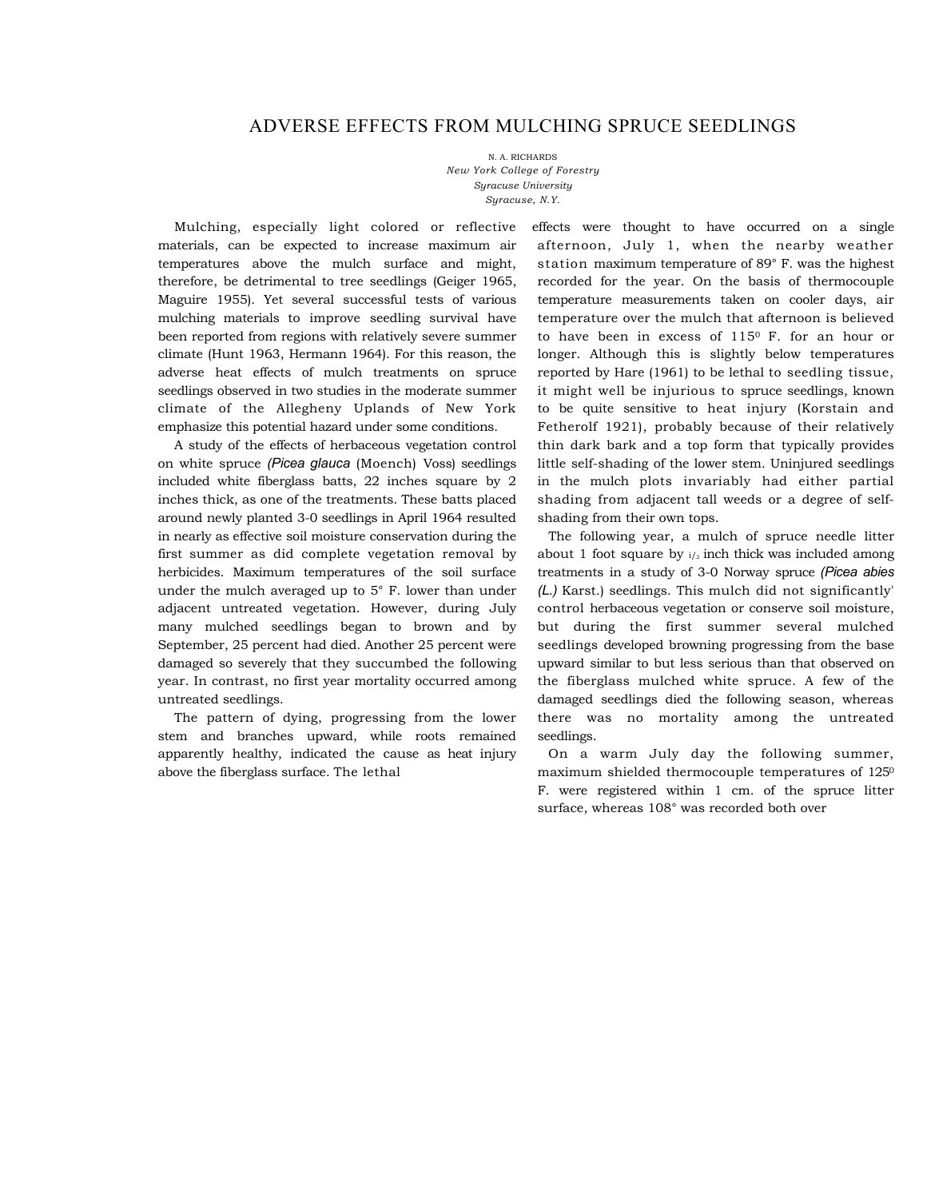# ADVERSE EFFECTS FROM MULCHING SPRUCE SEEDLINGS

N. A. RICHARDS
*New York College of Forestry*
*Syracuse University*
*Syracuse, N.Y.*

Mulching, especially light colored or reflective materials, can be expected to increase maximum air temperatures above the mulch surface and might, therefore, be detrimental to tree seedlings (Geiger 1965, Maguire 1955). Yet several successful tests of various mulching materials to improve seedling survival have been reported from regions with relatively severe summer climate (Hunt 1963, Hermann 1964). For this reason, the adverse heat effects of mulch treatments on spruce seedlings observed in two studies in the moderate summer climate of the Allegheny Uplands of New York emphasize this potential hazard under some conditions.

A study of the effects of herbaceous vegetation control on white spruce *(Picea glauca* (Moench) Voss) seedlings included white fiberglass batts, 22 inches square by 2 inches thick, as one of the treatments. These batts placed around newly planted 3-0 seedlings in April 1964 resulted in nearly as effective soil moisture conservation during the first summer as did complete vegetation removal by herbicides. Maximum temperatures of the soil surface under the mulch averaged up to 5° F. lower than under adjacent untreated vegetation. However, during July many mulched seedlings began to brown and by September, 25 percent had died. Another 25 percent were damaged so severely that they succumbed the following year. In contrast, no first year mortality occurred among untreated seedlings.

The pattern of dying, progressing from the lower stem and branches upward, while roots remained apparently healthy, indicated the cause as heat injury above the fiberglass surface. The lethal effects were thought to have occurred on a single afternoon, July 1, when the nearby weather station maximum temperature of 89° F. was the highest recorded for the year. On the basis of thermocouple temperature measurements taken on cooler days, air temperature over the mulch that afternoon is believed to have been in excess of 115° F. for an hour or longer. Although this is slightly below temperatures reported by Hare (1961) to be lethal to seedling tissue, it might well be injurious to spruce seedlings, known to be quite sensitive to heat injury (Korstain and Fetherolf 1921), probably because of their relatively thin dark bark and a top form that typically provides little self-shading of the lower stem. Uninjured seedlings in the mulch plots invariably had either partial shading from adjacent tall weeds or a degree of self-shading from their own tops.

The following year, a mulch of spruce needle litter about 1 foot square by 1/2 inch thick was included among treatments in a study of 3-0 Norway spruce *(Picea abies (L.)* Karst.) seedlings. This mulch did not significantly control herbaceous vegetation or conserve soil moisture, but during the first summer several mulched seedlings developed browning progressing from the base upward similar to but less serious than that observed on the fiberglass mulched white spruce. A few of the damaged seedlings died the following season, whereas there was no mortality among the untreated seedlings.

On a warm July day the following summer, maximum shielded thermocouple temperatures of 125° F. were registered within 1 cm. of the spruce litter surface, whereas 108° was recorded both over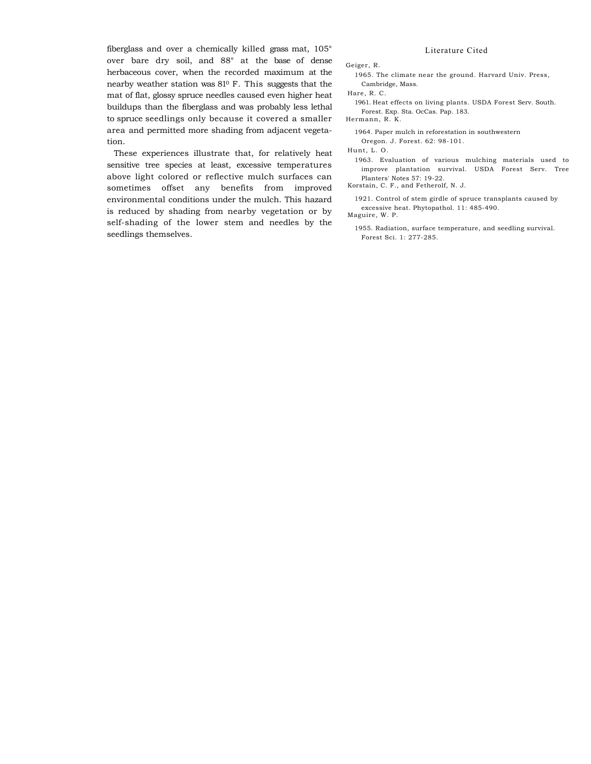fiberglass and over a chemically killed grass mat, 105° over bare dry soil, and 88° at the base of dense herbaceous cover, when the recorded maximum at the nearby weather station was 81° F. This suggests that the mat of flat, glossy spruce needles caused even higher heat buildups than the fiberglass and was probably less lethal to spruce seedlings only because it covered a smaller area and permitted more shading from adjacent vegetation.

These experiences illustrate that, for relatively heat sensitive tree species at least, excessive temperatures above light colored or reflective mulch surfaces can sometimes offset any benefits from improved environmental conditions under the mulch. This hazard is reduced by shading from nearby vegetation or by self-shading of the lower stem and needles by the seedlings themselves.

## Literature Cited

Geiger, R.
1965. The climate near the ground. Harvard Univ. Press, Cambridge, Mass.

Hare, R. C.
1961. Heat effects on living plants. USDA Forest Serv. South. Forest. Exp. Sta. OcCas. Pap. 183.

Hermann, R. K.
1964. Paper mulch in reforestation in southwestern Oregon. J. Forest. 62: 98-101.

Hunt, L. O.
1963. Evaluation of various mulching materials used to improve plantation survival. USDA Forest Serv. Tree Planters' Notes 57: 19-22.

Korstain, C. F., and Fetherolf, N. J.
1921. Control of stem girdle of spruce transplants caused by excessive heat. Phytopathol. 11: 485-490.

Maguire, W. P.
1955. Radiation, surface temperature, and seedling survival. Forest Sci. 1: 277-285.